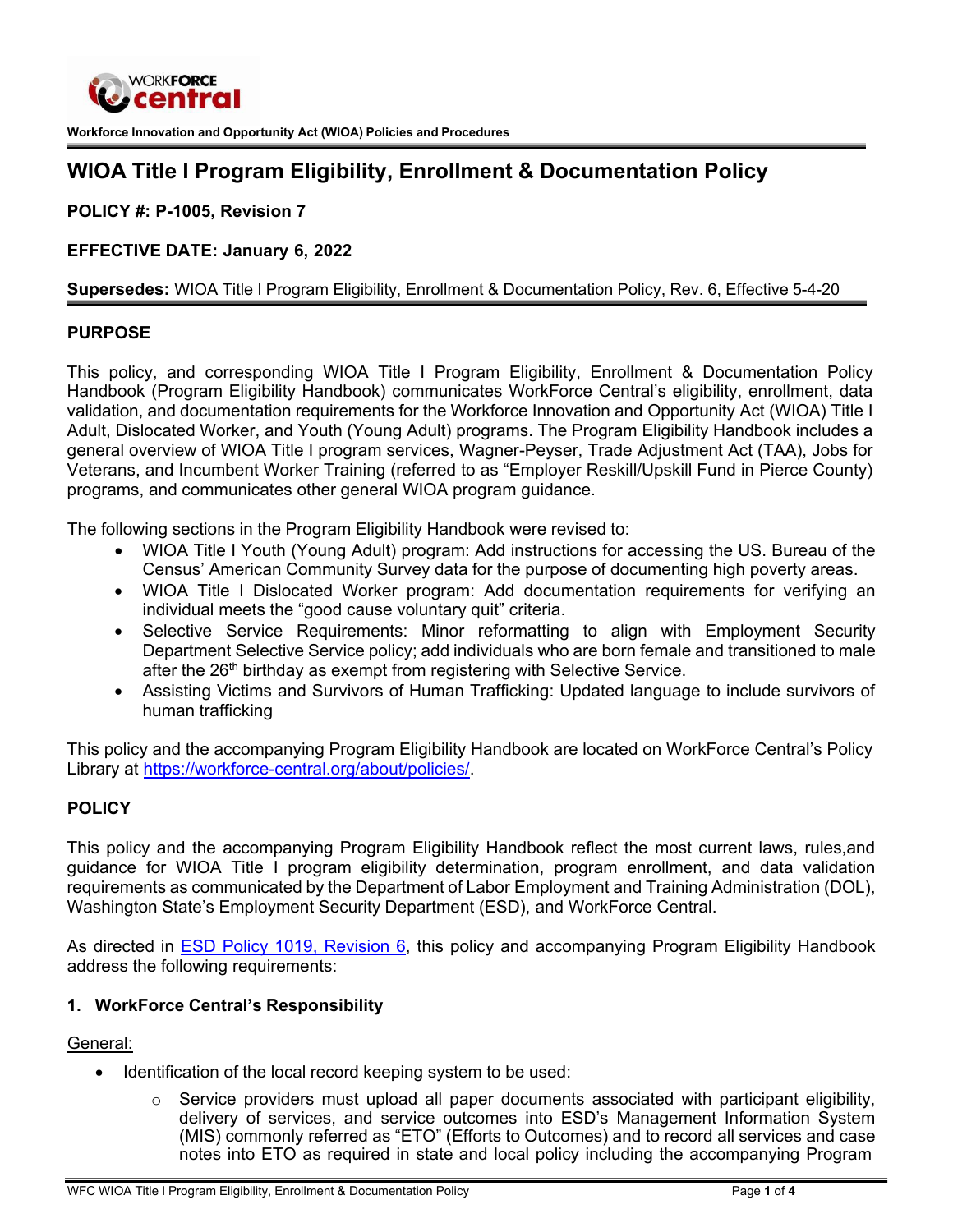Workforce Innovation and Opportunity Act (WIOA) Policies and Procedures

# WIOA Title I Program Eligibility, Enrollment & Documentation Policy

**POLICY #: P-1005, Revision 7**

**EFFECTIVE DATE: January 6, 2022**

**Supersedes:** WIOA Title I Program Eligibility, Enrollment & Documentation Policy, Rev. 6, Effective 5-4-20

## PURPOSE

This policy, and corresponding WIOA Title I Program Eligibility, Enrollment & Documentation Policy Handbook (Program Eligibility Handbook) communicates WorkForce Central's eligibility, enrollment, data validation, and documentation requirements for the Workforce Innovation and Opportunity Act (WIOA) Title I Adult, Dislocated Worker, and Youth (Young Adult) programs. The Program Eligibility Handbook includes a general overview of WIOA Title I program services, Wagner-Peyser, Trade Adjustment Act (TAA), Jobs for Veterans, and Incumbent Worker Training (referred to as "Employer Reskill/Upskill Fund in Pierce County) programs, and communicates other general WIOA program guidance.

The following sections in the Program Eligibility Handbook were revised to:

- WIOA Title I Youth (Young Adult) program: Add instructions for accessing the US. Bureau of the Census' American Community Survey data for the purpose of documenting high poverty areas.
- WIOA Title I Dislocated Worker program: Add documentation requirements for verifying an individual meets the "good cause voluntary quit" criteria.
- Selective Service Requirements: Minor reformatting to align with Employment Security Department Selective Service policy; add individuals who are born female and transitioned to male after the 26th birthday as exempt from registering with Selective Service.
- Assisting Victims and Survivors of Human Trafficking: Updated language to include survivors of human trafficking

This policy and the accompanying Program Eligibility Handbook are located on WorkForce Central's Policy Library at [https://workforce-central.org/about/policies/](https://workforce-central.org/about/policies/).

## POLICY

This policy and the accompanying Program Eligibility Handbook reflect the most current laws, rules,and guidance for WIOA Title I program eligibility determination, program enrollment, and data validation requirements as communicated by the Department of Labor Employment and Training Administration (DOL), Washington State's Employment Security Department (ESD), and WorkForce Central.

As directed in ESD Policy 1019, Revision 6, this policy and accompanying Program Eligibility Handbook address the following requirements:

### 1. WorkForce Central's Responsibility

General:

- Identification of the local record keeping system to be used:
    - Service providers must upload all paper documents associated with participant eligibility, delivery of services, and service outcomes into ESD's Management Information System (MIS) commonly referred as "ETO" (Efforts to Outcomes) and to record all services and case notes into ETO as required in state and local policy including the accompanying Program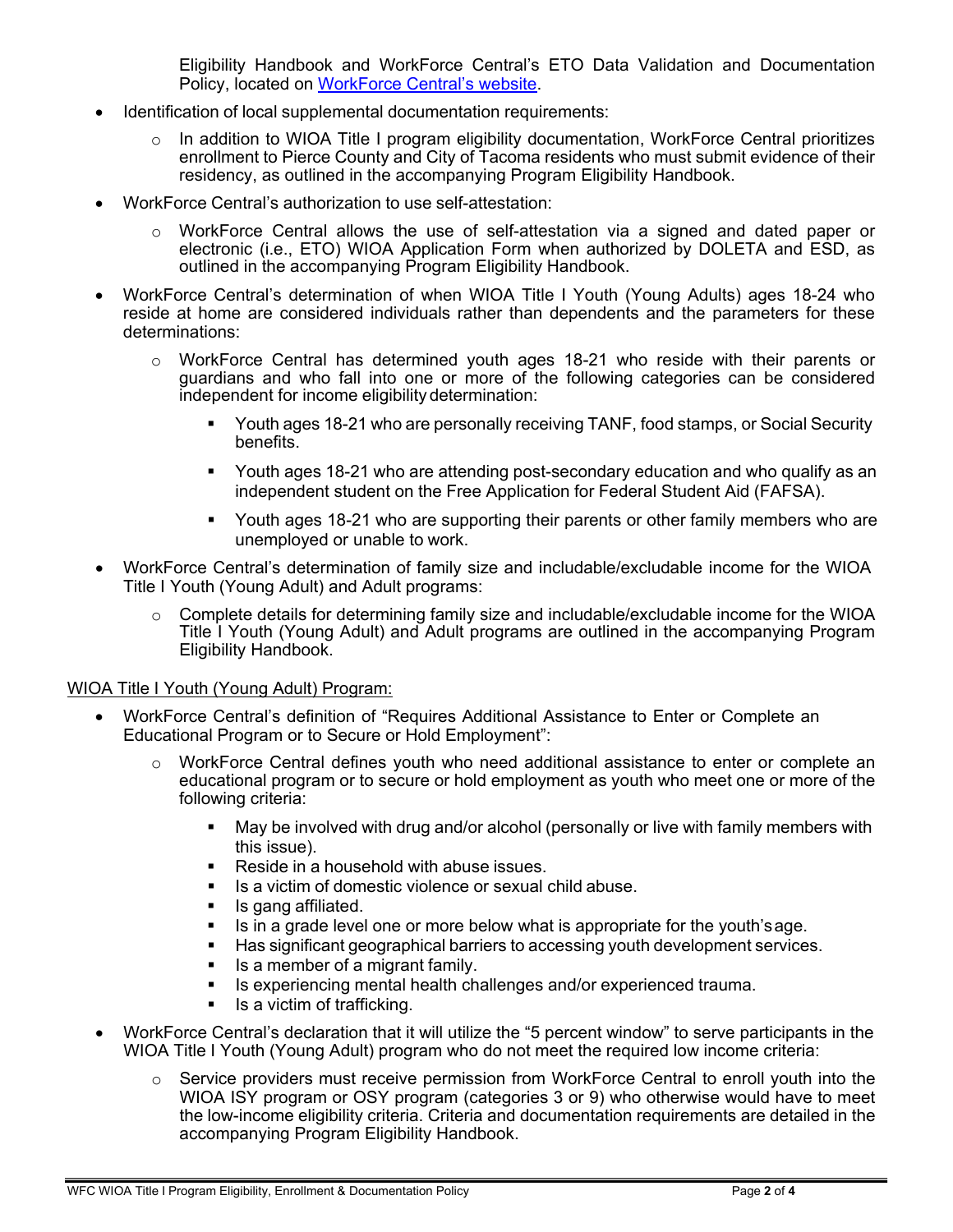Eligibility Handbook and WorkForce Central's ETO Data Validation and Documentation Policy, located on [WorkForce Central's website](#).

- Identification of local supplemental documentation requirements:
  - In addition to WIOA Title I program eligibility documentation, WorkForce Central prioritizes enrollment to Pierce County and City of Tacoma residents who must submit evidence of their residency, as outlined in the accompanying Program Eligibility Handbook.
- WorkForce Central's authorization to use self-attestation:
  - WorkForce Central allows the use of self-attestation via a signed and dated paper or electronic (i.e., ETO) WIOA Application Form when authorized by DOLETA and ESD, as outlined in the accompanying Program Eligibility Handbook.
- WorkForce Central's determination of when WIOA Title I Youth (Young Adults) ages 18-24 who reside at home are considered individuals rather than dependents and the parameters for these determinations:
  - WorkForce Central has determined youth ages 18-21 who reside with their parents or guardians and who fall into one or more of the following categories can be considered independent for income eligibility determination:
    - Youth ages 18-21 who are personally receiving TANF, food stamps, or Social Security benefits.
    - Youth ages 18-21 who are attending post-secondary education and who qualify as an independent student on the Free Application for Federal Student Aid (FAFSA).
    - Youth ages 18-21 who are supporting their parents or other family members who are unemployed or unable to work.
- WorkForce Central's determination of family size and includable/excludable income for the WIOA Title I Youth (Young Adult) and Adult programs:
  - Complete details for determining family size and includable/excludable income for the WIOA Title I Youth (Young Adult) and Adult programs are outlined in the accompanying Program Eligibility Handbook.

<u>WIOA Title I Youth (Young Adult) Program:</u>

- WorkForce Central's definition of "Requires Additional Assistance to Enter or Complete an Educational Program or to Secure or Hold Employment":
  - WorkForce Central defines youth who need additional assistance to enter or complete an educational program or to secure or hold employment as youth who meet one or more of the following criteria:
    - May be involved with drug and/or alcohol (personally or live with family members with this issue).
    - Reside in a household with abuse issues.
    - Is a victim of domestic violence or sexual child abuse.
    - Is gang affiliated.
    - Is in a grade level one or more below what is appropriate for the youth's age.
    - Has significant geographical barriers to accessing youth development services.
    - Is a member of a migrant family.
    - Is experiencing mental health challenges and/or experienced trauma.
    - Is a victim of trafficking.
- WorkForce Central's declaration that it will utilize the "5 percent window" to serve participants in the WIOA Title I Youth (Young Adult) program who do not meet the required low income criteria:
  - Service providers must receive permission from WorkForce Central to enroll youth into the WIOA ISY program or OSY program (categories 3 or 9) who otherwise would have to meet the low-income eligibility criteria. Criteria and documentation requirements are detailed in the accompanying Program Eligibility Handbook.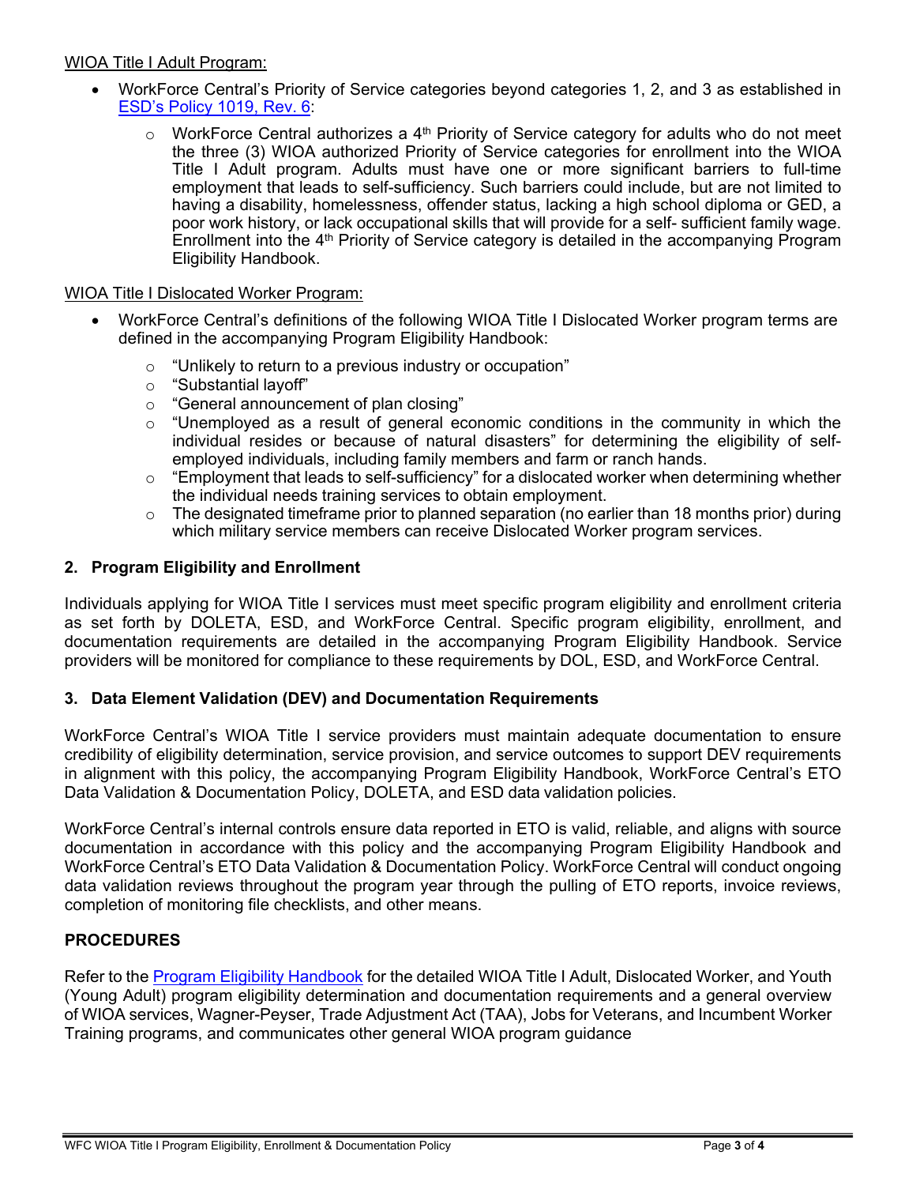WIOA Title I Adult Program:

- WorkForce Central's Priority of Service categories beyond categories 1, 2, and 3 as established in ESD's Policy 1019, Rev. 6:
  - WorkForce Central authorizes a 4th Priority of Service category for adults who do not meet the three (3) WIOA authorized Priority of Service categories for enrollment into the WIOA Title I Adult program. Adults must have one or more significant barriers to full-time employment that leads to self-sufficiency. Such barriers could include, but are not limited to having a disability, homelessness, offender status, lacking a high school diploma or GED, a poor work history, or lack occupational skills that will provide for a self- sufficient family wage. Enrollment into the 4th Priority of Service category is detailed in the accompanying Program Eligibility Handbook.

WIOA Title I Dislocated Worker Program:

- WorkForce Central's definitions of the following WIOA Title I Dislocated Worker program terms are defined in the accompanying Program Eligibility Handbook:
  - "Unlikely to return to a previous industry or occupation"
  - "Substantial layoff"
  - "General announcement of plan closing"
  - "Unemployed as a result of general economic conditions in the community in which the individual resides or because of natural disasters" for determining the eligibility of self-employed individuals, including family members and farm or ranch hands.
  - "Employment that leads to self-sufficiency" for a dislocated worker when determining whether the individual needs training services to obtain employment.
  - The designated timeframe prior to planned separation (no earlier than 18 months prior) during which military service members can receive Dislocated Worker program services.

### 2. Program Eligibility and Enrollment

Individuals applying for WIOA Title I services must meet specific program eligibility and enrollment criteria as set forth by DOLETA, ESD, and WorkForce Central. Specific program eligibility, enrollment, and documentation requirements are detailed in the accompanying Program Eligibility Handbook. Service providers will be monitored for compliance to these requirements by DOL, ESD, and WorkForce Central.

### 3. Data Element Validation (DEV) and Documentation Requirements

WorkForce Central's WIOA Title I service providers must maintain adequate documentation to ensure credibility of eligibility determination, service provision, and service outcomes to support DEV requirements in alignment with this policy, the accompanying Program Eligibility Handbook, WorkForce Central's ETO Data Validation & Documentation Policy, DOLETA, and ESD data validation policies.

WorkForce Central's internal controls ensure data reported in ETO is valid, reliable, and aligns with source documentation in accordance with this policy and the accompanying Program Eligibility Handbook and WorkForce Central's ETO Data Validation & Documentation Policy. WorkForce Central will conduct ongoing data validation reviews throughout the program year through the pulling of ETO reports, invoice reviews, completion of monitoring file checklists, and other means.

## PROCEDURES

Refer to the Program Eligibility Handbook for the detailed WIOA Title I Adult, Dislocated Worker, and Youth (Young Adult) program eligibility determination and documentation requirements and a general overview of WIOA services, Wagner-Peyser, Trade Adjustment Act (TAA), Jobs for Veterans, and Incumbent Worker Training programs, and communicates other general WIOA program guidance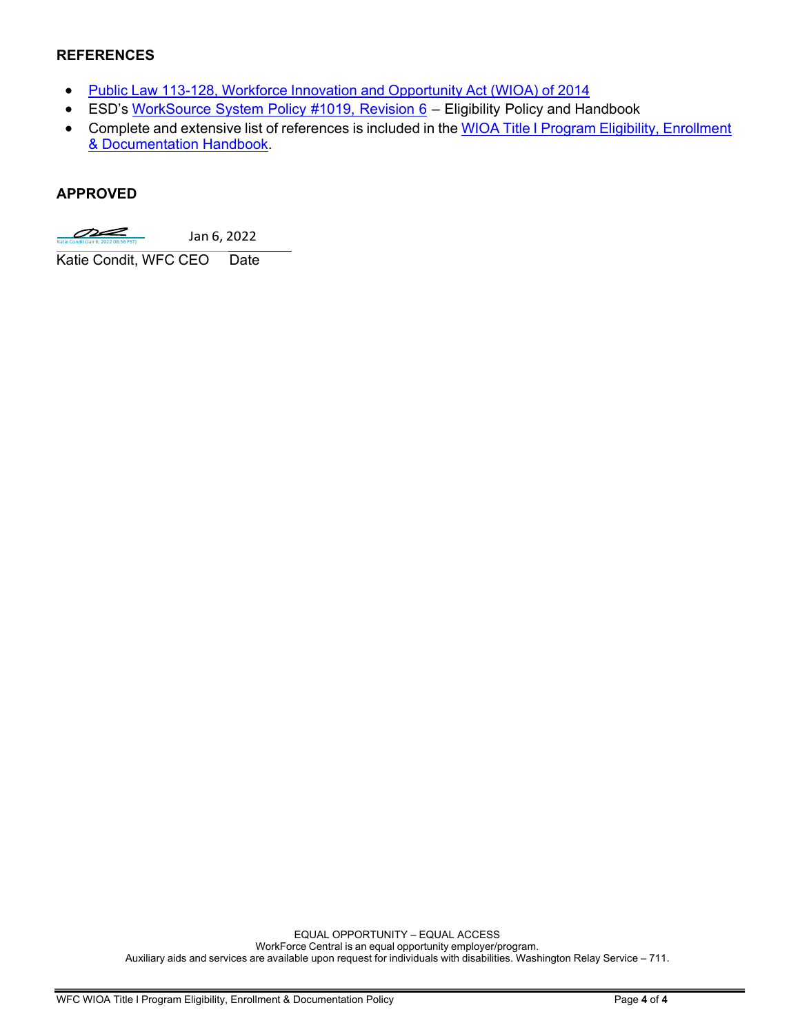## REFERENCES

- Public Law 113-128, Workforce Innovation and Opportunity Act (WIOA) of 2014
- ESD's WorkSource System Policy #1019, Revision 6 – Eligibility Policy and Handbook
- Complete and extensive list of references is included in the WIOA Title I Program Eligibility, Enrollment & Documentation Handbook.

## APPROVED

Katie Condit (Jan 6, 2022 08:56 PST) Jan 6, 2022

Katie Condit, WFC CEO Date

EQUAL OPPORTUNITY – EQUAL ACCESS
WorkForce Central is an equal opportunity employer/program.
Auxiliary aids and services are available upon request for individuals with disabilities. Washington Relay Service – 711.